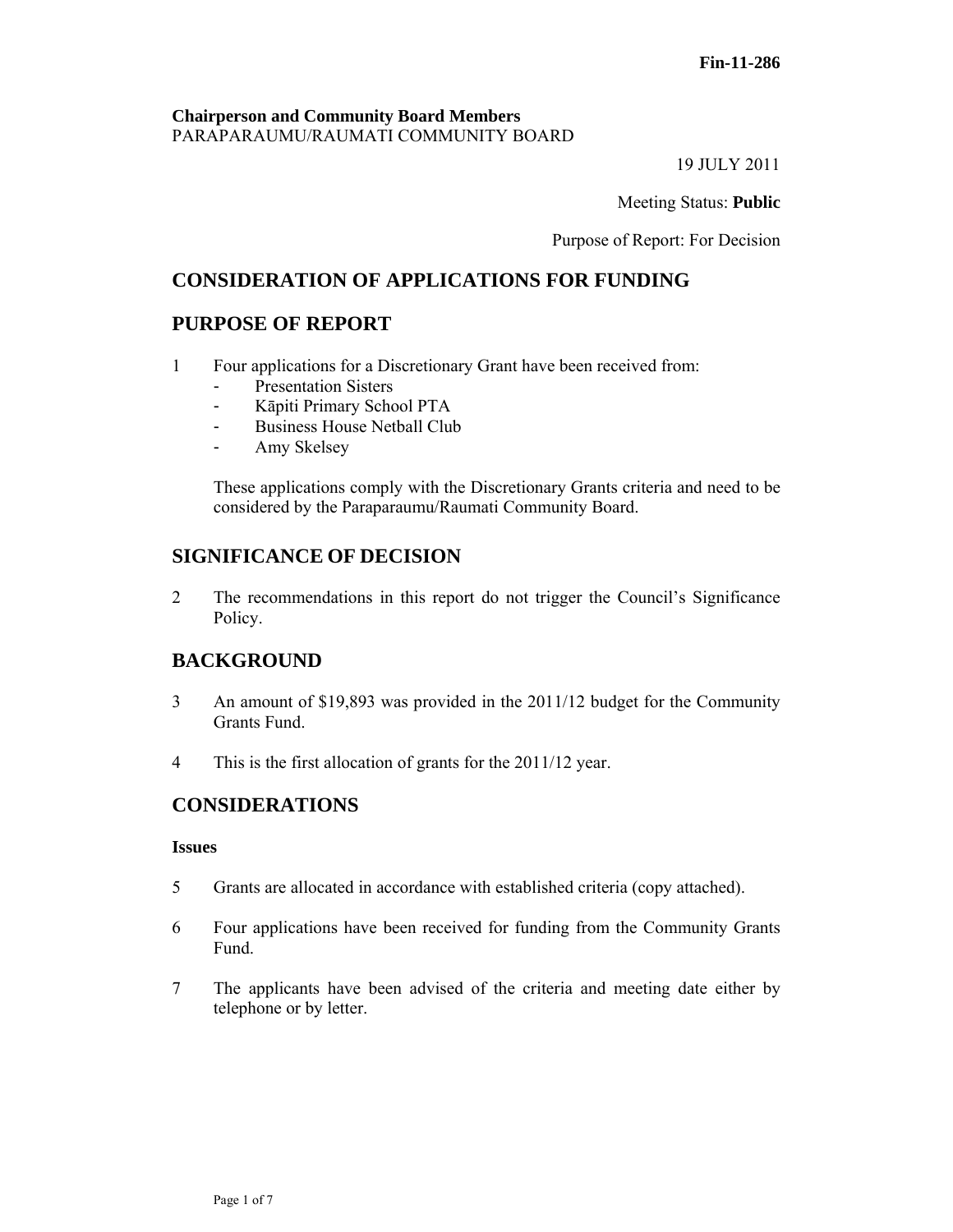Fin-11-286

**Chairperson and Community Board Members**
PARAPARAUMU/RAUMATI COMMUNITY BOARD

19 JULY 2011

Meeting Status: **Public**

Purpose of Report: For Decision

## CONSIDERATION OF APPLICATIONS FOR FUNDING

## PURPOSE OF REPORT

1 Four applications for a Discretionary Grant have been received from:
- Presentation Sisters
- Kāpiti Primary School PTA
- Business House Netball Club
- Amy Skelsey

These applications comply with the Discretionary Grants criteria and need to be considered by the Paraparaumu/Raumati Community Board.

## SIGNIFICANCE OF DECISION

2 The recommendations in this report do not trigger the Council's Significance Policy.

## BACKGROUND

3 An amount of $19,893 was provided in the 2011/12 budget for the Community Grants Fund.

4 This is the first allocation of grants for the 2011/12 year.

## CONSIDERATIONS

### Issues

5 Grants are allocated in accordance with established criteria (copy attached).

6 Four applications have been received for funding from the Community Grants Fund.

7 The applicants have been advised of the criteria and meeting date either by telephone or by letter.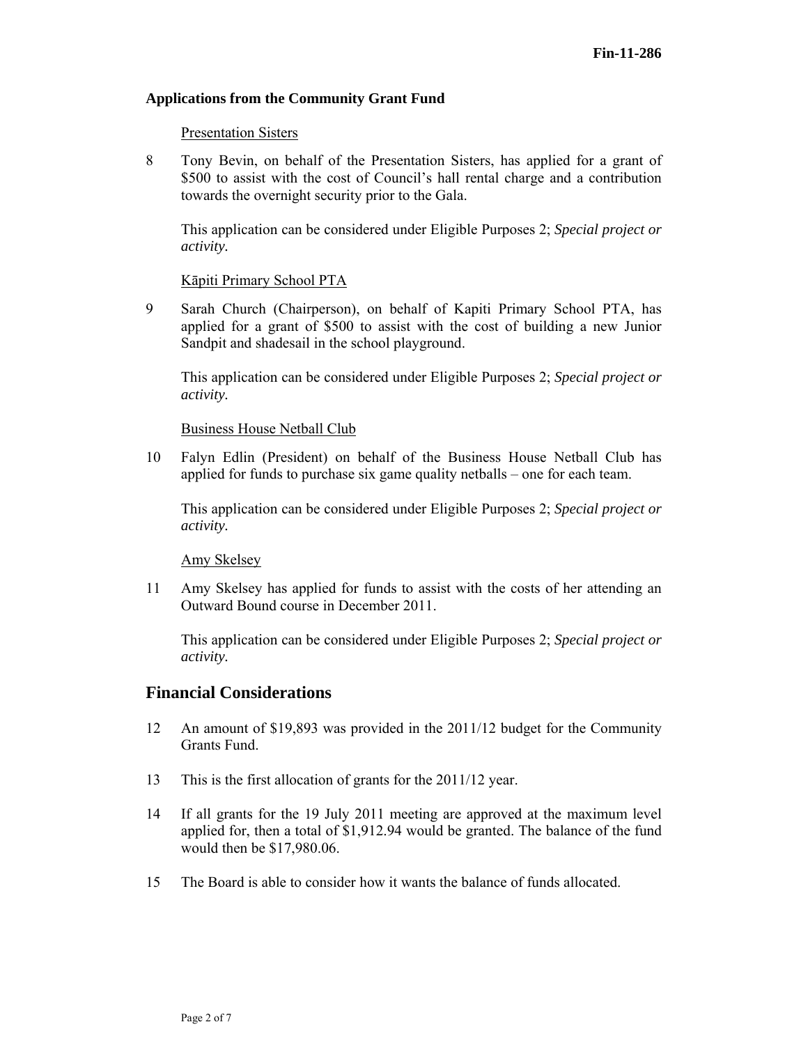**Applications from the Community Grant Fund**

Presentation Sisters

8 Tony Bevin, on behalf of the Presentation Sisters, has applied for a grant of \$500 to assist with the cost of Council's hall rental charge and a contribution towards the overnight security prior to the Gala.

This application can be considered under Eligible Purposes 2; *Special project or activity.*

Kāpiti Primary School PTA

9 Sarah Church (Chairperson), on behalf of Kapiti Primary School PTA, has applied for a grant of \$500 to assist with the cost of building a new Junior Sandpit and shadesail in the school playground.

This application can be considered under Eligible Purposes 2; *Special project or activity.*

Business House Netball Club

10 Falyn Edlin (President) on behalf of the Business House Netball Club has applied for funds to purchase six game quality netballs – one for each team.

This application can be considered under Eligible Purposes 2; *Special project or activity.*

Amy Skelsey

11 Amy Skelsey has applied for funds to assist with the costs of her attending an Outward Bound course in December 2011.

This application can be considered under Eligible Purposes 2; *Special project or activity.*

## Financial Considerations

12 An amount of \$19,893 was provided in the 2011/12 budget for the Community Grants Fund.

13 This is the first allocation of grants for the 2011/12 year.

14 If all grants for the 19 July 2011 meeting are approved at the maximum level applied for, then a total of \$1,912.94 would be granted. The balance of the fund would then be \$17,980.06.

15 The Board is able to consider how it wants the balance of funds allocated.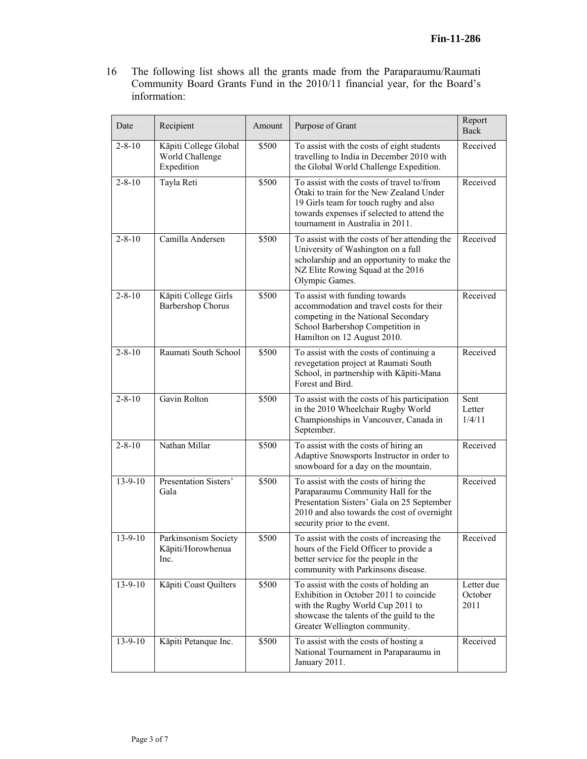16 The following list shows all the grants made from the Paraparaumu/Raumati Community Board Grants Fund in the 2010/11 financial year, for the Board's information:

| Date | Recipient | Amount | Purpose of Grant | Report Back |
|---|---|---|---|---|
| 2-8-10 | Kāpiti College Global World Challenge Expedition | $500 | To assist with the costs of eight students travelling to India in December 2010 with the Global World Challenge Expedition. | Received |
| 2-8-10 | Tayla Reti | $500 | To assist with the costs of travel to/from Ōtaki to train for the New Zealand Under 19 Girls team for touch rugby and also towards expenses if selected to attend the tournament in Australia in 2011. | Received |
| 2-8-10 | Camilla Andersen | $500 | To assist with the costs of her attending the University of Washington on a full scholarship and an opportunity to make the NZ Elite Rowing Squad at the 2016 Olympic Games. | Received |
| 2-8-10 | Kāpiti College Girls Barbershop Chorus | $500 | To assist with funding towards accommodation and travel costs for their competing in the National Secondary School Barbershop Competition in Hamilton on 12 August 2010. | Received |
| 2-8-10 | Raumati South School | $500 | To assist with the costs of continuing a revegetation project at Raumati South School, in partnership with Kāpiti-Mana Forest and Bird. | Received |
| 2-8-10 | Gavin Rolton | $500 | To assist with the costs of his participation in the 2010 Wheelchair Rugby World Championships in Vancouver, Canada in September. | Sent Letter 1/4/11 |
| 2-8-10 | Nathan Millar | $500 | To assist with the costs of hiring an Adaptive Snowsports Instructor in order to snowboard for a day on the mountain. | Received |
| 13-9-10 | Presentation Sisters' Gala | $500 | To assist with the costs of hiring the Paraparaumu Community Hall for the Presentation Sisters' Gala on 25 September 2010 and also towards the cost of overnight security prior to the event. | Received |
| 13-9-10 | Parkinsonism Society Kāpiti/Horowhenua Inc. | $500 | To assist with the costs of increasing the hours of the Field Officer to provide a better service for the people in the community with Parkinsons disease. | Received |
| 13-9-10 | Kāpiti Coast Quilters | $500 | To assist with the costs of holding an Exhibition in October 2011 to coincide with the Rugby World Cup 2011 to showcase the talents of the guild to the Greater Wellington community. | Letter due October 2011 |
| 13-9-10 | Kāpiti Petanque Inc. | $500 | To assist with the costs of hosting a National Tournament in Paraparaumu in January 2011. | Received |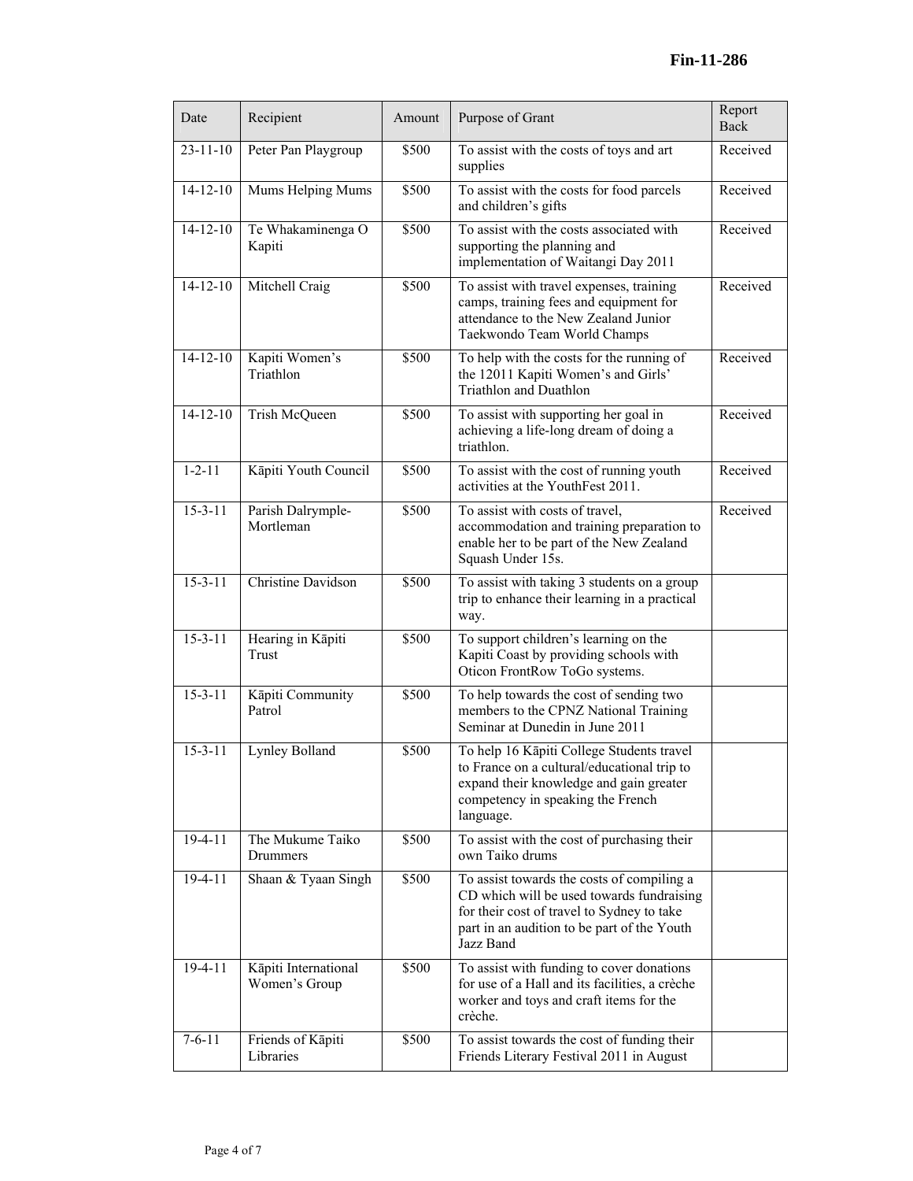| Date | Recipient | Amount | Purpose of Grant | Report Back |
|---|---|---|---|---|
| 23-11-10 | Peter Pan Playgroup | $500 | To assist with the costs of toys and art supplies | Received |
| 14-12-10 | Mums Helping Mums | $500 | To assist with the costs for food parcels and children's gifts | Received |
| 14-12-10 | Te Whakaminenga O Kapiti | $500 | To assist with the costs associated with supporting the planning and implementation of Waitangi Day 2011 | Received |
| 14-12-10 | Mitchell Craig | $500 | To assist with travel expenses, training camps, training fees and equipment for attendance to the New Zealand Junior Taekwondo Team World Champs | Received |
| 14-12-10 | Kapiti Women's Triathlon | $500 | To help with the costs for the running of the 12011 Kapiti Women's and Girls' Triathlon and Duathlon | Received |
| 14-12-10 | Trish McQueen | $500 | To assist with supporting her goal in achieving a life-long dream of doing a triathlon. | Received |
| 1-2-11 | Kāpiti Youth Council | $500 | To assist with the cost of running youth activities at the YouthFest 2011. | Received |
| 15-3-11 | Parish Dalrymple-Mortleman | $500 | To assist with costs of travel, accommodation and training preparation to enable her to be part of the New Zealand Squash Under 15s. | Received |
| 15-3-11 | Christine Davidson | $500 | To assist with taking 3 students on a group trip to enhance their learning in a practical way. | |
| 15-3-11 | Hearing in Kāpiti Trust | $500 | To support children's learning on the Kapiti Coast by providing schools with Oticon FrontRow ToGo systems. | |
| 15-3-11 | Kāpiti Community Patrol | $500 | To help towards the cost of sending two members to the CPNZ National Training Seminar at Dunedin in June 2011 | |
| 15-3-11 | Lynley Bolland | $500 | To help 16 Kāpiti College Students travel to France on a cultural/educational trip to expand their knowledge and gain greater competency in speaking the French language. | |
| 19-4-11 | The Mukume Taiko Drummers | $500 | To assist with the cost of purchasing their own Taiko drums | |
| 19-4-11 | Shaan & Tyaan Singh | $500 | To assist towards the costs of compiling a CD which will be used towards fundraising for their cost of travel to Sydney to take part in an audition to be part of the Youth Jazz Band | |
| 19-4-11 | Kāpiti International Women's Group | $500 | To assist with funding to cover donations for use of a Hall and its facilities, a crèche worker and toys and craft items for the crèche. | |
| 7-6-11 | Friends of Kāpiti Libraries | $500 | To assist towards the cost of funding their Friends Literary Festival 2011 in August | |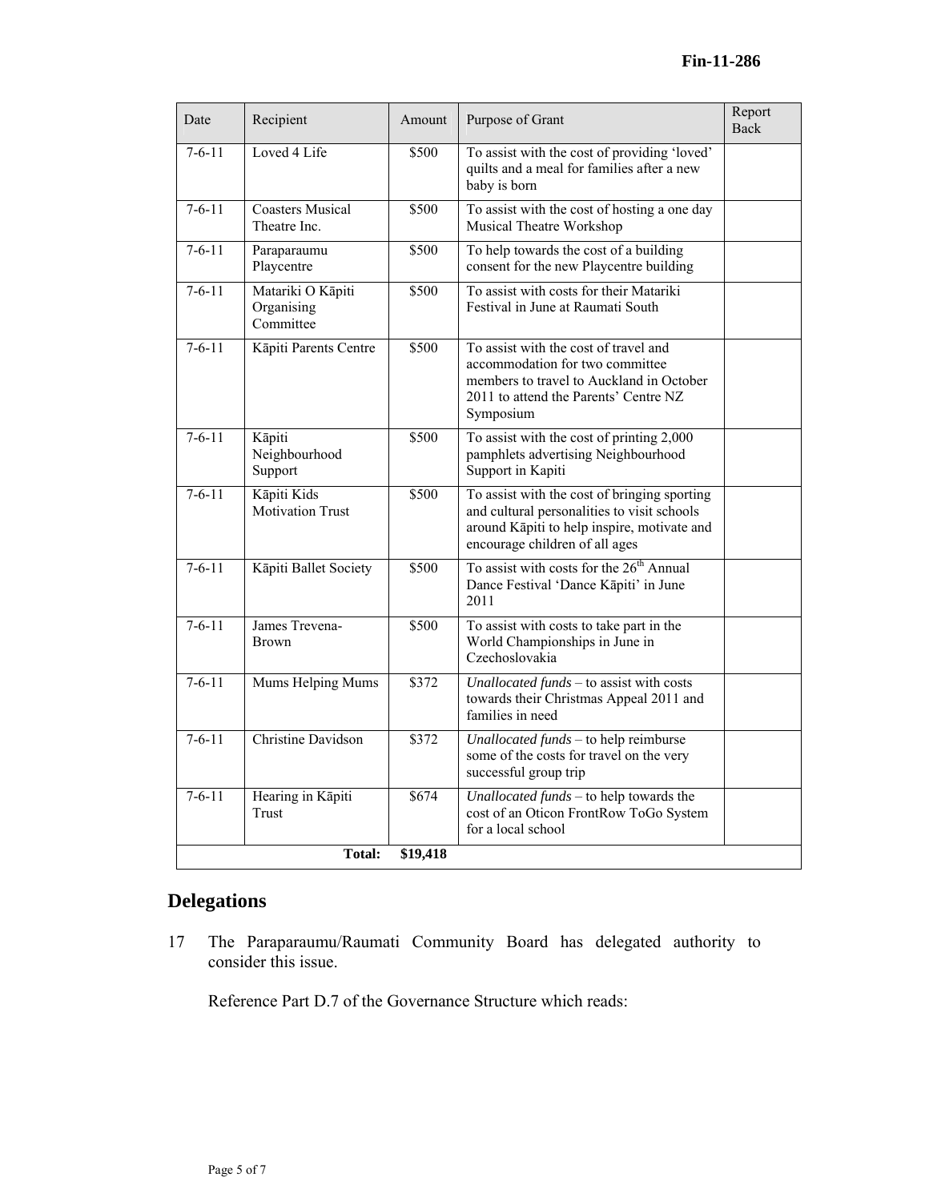| Date | Recipient | Amount | Purpose of Grant | Report Back |
|---|---|---|---|---|
| 7-6-11 | Loved 4 Life | \$500 | To assist with the cost of providing 'loved' quilts and a meal for families after a new baby is born | |
| 7-6-11 | Coasters Musical Theatre Inc. | \$500 | To assist with the cost of hosting a one day Musical Theatre Workshop | |
| 7-6-11 | Paraparaumu Playcentre | \$500 | To help towards the cost of a building consent for the new Playcentre building | |
| 7-6-11 | Matariki O Kāpiti Organising Committee | \$500 | To assist with costs for their Matariki Festival in June at Raumati South | |
| 7-6-11 | Kāpiti Parents Centre | \$500 | To assist with the cost of travel and accommodation for two committee members to travel to Auckland in October 2011 to attend the Parents' Centre NZ Symposium | |
| 7-6-11 | Kāpiti Neighbourhood Support | \$500 | To assist with the cost of printing 2,000 pamphlets advertising Neighbourhood Support in Kapiti | |
| 7-6-11 | Kāpiti Kids Motivation Trust | \$500 | To assist with the cost of bringing sporting and cultural personalities to visit schools around Kāpiti to help inspire, motivate and encourage children of all ages | |
| 7-6-11 | Kāpiti Ballet Society | \$500 | To assist with costs for the 26th Annual Dance Festival 'Dance Kāpiti' in June 2011 | |
| 7-6-11 | James Trevena-Brown | \$500 | To assist with costs to take part in the World Championships in June in Czechoslovakia | |
| 7-6-11 | Mums Helping Mums | \$372 | *Unallocated funds* – to assist with costs towards their Christmas Appeal 2011 and families in need | |
| 7-6-11 | Christine Davidson | \$372 | *Unallocated funds* – to help reimburse some of the costs for travel on the very successful group trip | |
| 7-6-11 | Hearing in Kāpiti Trust | \$674 | *Unallocated funds* – to help towards the cost of an Oticon FrontRow ToGo System for a local school | |
| | **Total:** | **\$19,418** | | |

## Delegations

17 The Paraparaumu/Raumati Community Board has delegated authority to consider this issue.

Reference Part D.7 of the Governance Structure which reads: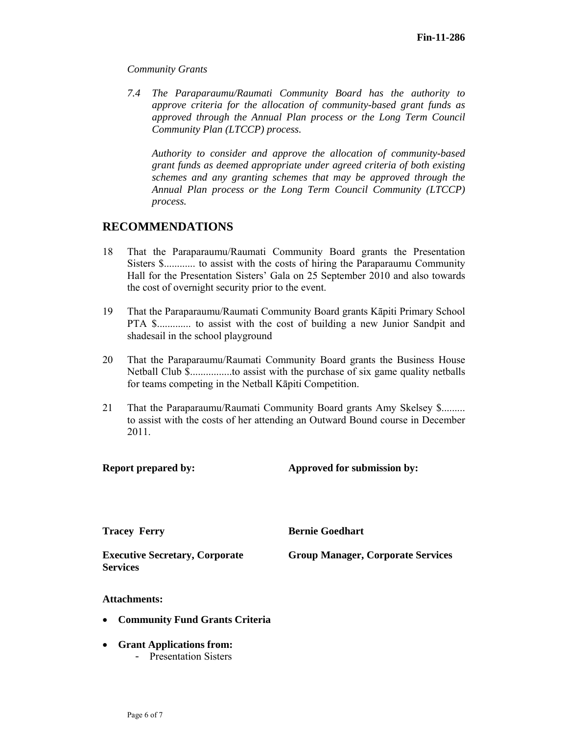*Community Grants*

*7.4 The Paraparaumu/Raumati Community Board has the authority to approve criteria for the allocation of community-based grant funds as approved through the Annual Plan process or the Long Term Council Community Plan (LTCCP) process.*

*Authority to consider and approve the allocation of community-based grant funds as deemed appropriate under agreed criteria of both existing schemes and any granting schemes that may be approved through the Annual Plan process or the Long Term Council Community (LTCCP) process.*

## RECOMMENDATIONS

18 That the Paraparaumu/Raumati Community Board grants the Presentation Sisters $............ to assist with the costs of hiring the Paraparaumu Community Hall for the Presentation Sisters' Gala on 25 September 2010 and also towards the cost of overnight security prior to the event.

19 That the Paraparaumu/Raumati Community Board grants Kāpiti Primary School PTA $............. to assist with the cost of building a new Junior Sandpit and shadesail in the school playground

20 That the Paraparaumu/Raumati Community Board grants the Business House Netball Club $................to assist with the purchase of six game quality netballs for teams competing in the Netball Kāpiti Competition.

21 That the Paraparaumu/Raumati Community Board grants Amy Skelsey $......... to assist with the costs of her attending an Outward Bound course in December 2011.

| **Report prepared by:** | **Approved for submission by:** |
|---|---|
| **Tracey Ferry** | **Bernie Goedhart** |
| **Executive Secretary, Corporate Services** | **Group Manager, Corporate Services** |

**Attachments:**

- **Community Fund Grants Criteria**
- **Grant Applications from:**
  - Presentation Sisters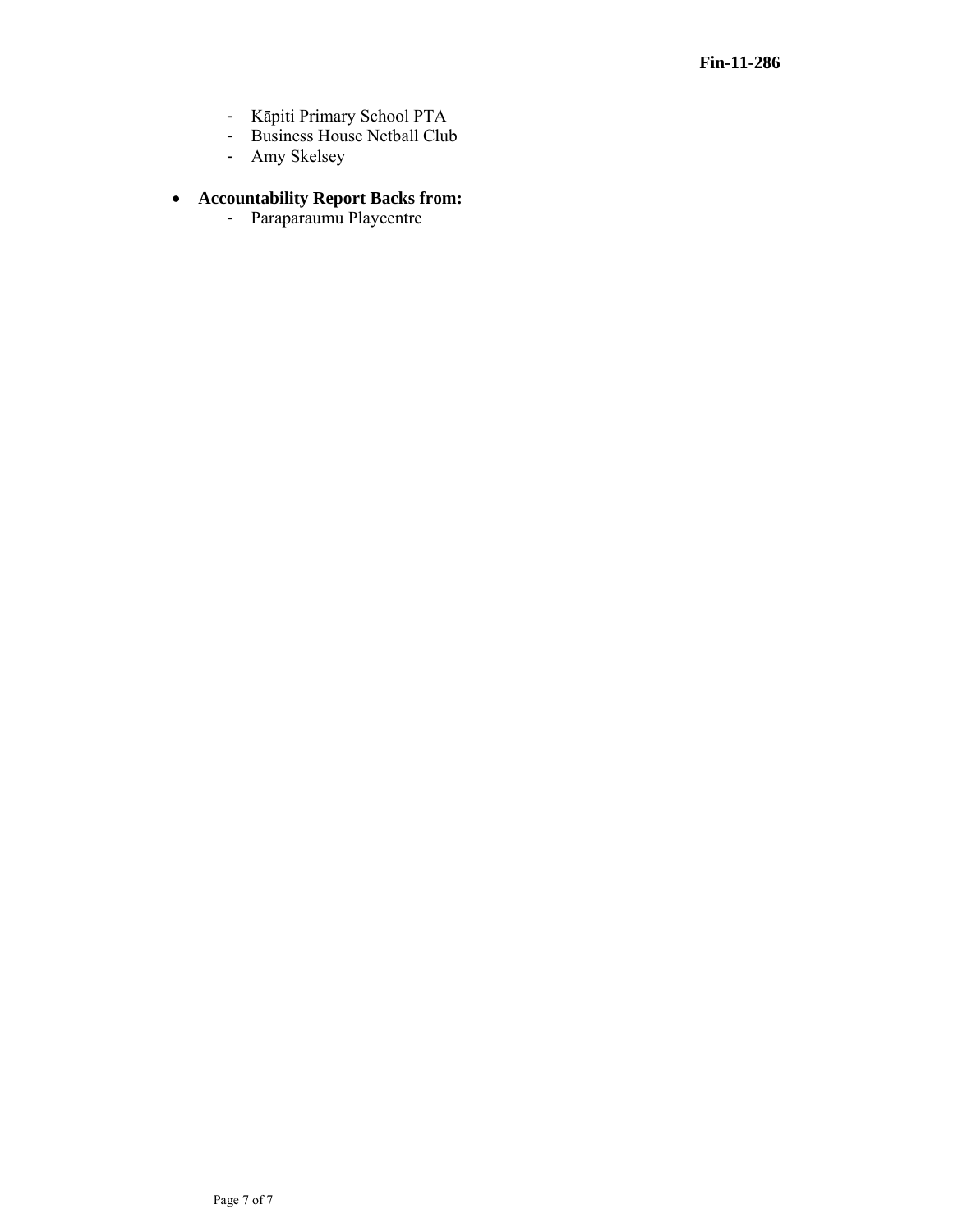- Kāpiti Primary School PTA
- Business House Netball Club
- Amy Skelsey

- **Accountability Report Backs from:**
  - Paraparaumu Playcentre